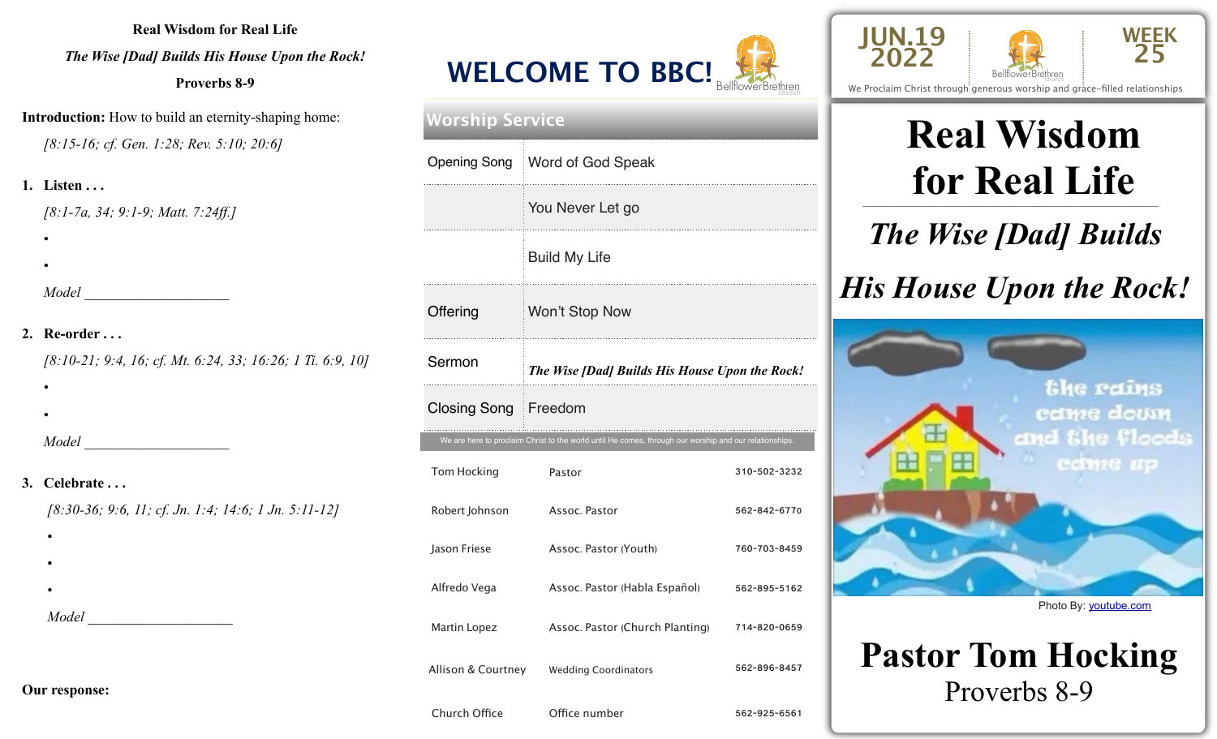**Real Wisdom for Real Life**

*The Wise [Dad] Builds His House Upon the Rock!*

**Proverbs 8-9**

**Introduction:** How to build an eternity-shaping home:

*[8:15-16; cf. Gen. 1:28; Rev. 5:10; 20:6]*

1. **Listen . . .**

   *[8:1-7a, 34; 9:1-9; Matt. 7:24ff.]*

   - 
   - 

   *Model* ____________________

2. **Re-order . . .**

   *[8:10-21; 9:4, 16; cf. Mt. 6:24, 33; 16:26; 1 Ti. 6:9, 10]*

   - 
   - 

   *Model* ____________________

3. **Celebrate . . .**

   *[8:30-36; 9:6, 11; cf. Jn. 1:4; 14:6; 1 Jn. 5:11-12]*

   - 
   - 
   - 

   *Model* ____________________

**Our response:**

# WELCOME TO BBC!

Bellflower Brethren church

## Worship Service

| | |
|---|---|
| Opening Song | Word of God Speak |
| | You Never Let go |
| | Build My Life |
| Offering | Won't Stop Now |
| Sermon | ***The Wise [Dad] Builds His House Upon the Rock!*** |
| Closing Song | Freedom |

We are here to proclaim Christ to the world until He comes, through our worship and our relationships.

| | | |
|---|---|---|
| Tom Hocking | Pastor | 310-502-3232 |
| Robert Johnson | Assoc. Pastor | 562-842-6770 |
| Jason Friese | Assoc. Pastor (Youth) | 760-703-8459 |
| Alfredo Vega | Assoc. Pastor (Habla Español) | 562-895-5162 |
| Martin Lopez | Assoc. Pastor (Church Planting) | 714-820-0659 |
| Allison & Courtney | Wedding Coordinators | 562-896-8457 |
| Church Office | Office number | 562-925-6561 |

JUN.19 2022 | Bellflower Brethren church | WEEK 25

We Proclaim Christ through generous worship and grace-filled relationships

# Real Wisdom for Real Life

## *The Wise [Dad] Builds His House Upon the Rock!*

the rains came down and the floods came up

Photo By: youtube.com

## Pastor Tom Hocking

Proverbs 8-9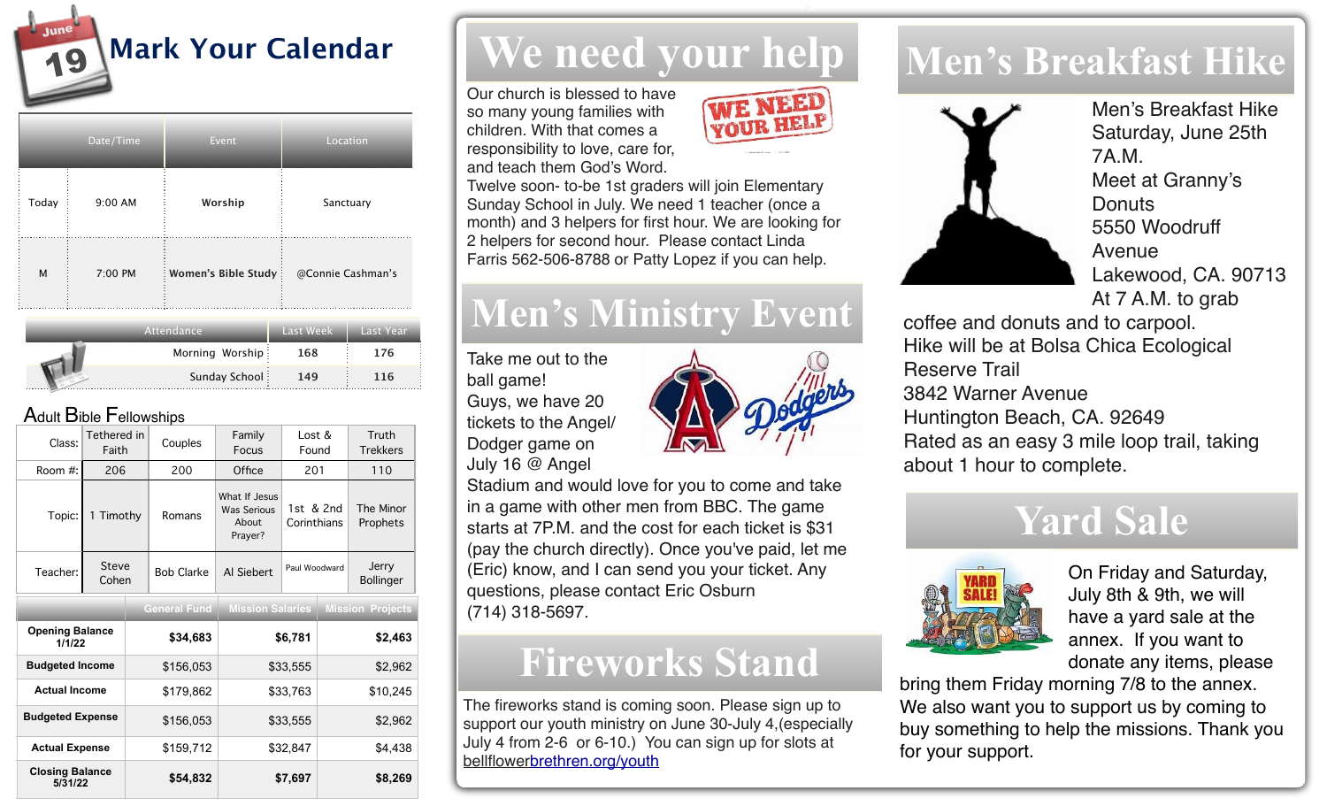# Mark Your Calendar

| Date/Time | | Event | Location |
|---|---|---|---|
| Today | 9:00 AM | Worship | Sanctuary |
| M | 7:00 PM | Women's Bible Study | @Connie Cashman's |

| Attendance | Last Week | Last Year |
|---|---|---|
| Morning Worship | 168 | 176 |
| Sunday School | 149 | 116 |

## Adult Bible Fellowships

| Class: | Tethered in Faith | Couples | Family Focus | Lost & Found | Truth Trekkers |
|---|---|---|---|---|---|
| Room #: | 206 | 200 | Office | 201 | 110 |
| Topic: | 1 Timothy | Romans | What If Jesus Was Serious About Prayer? | 1st & 2nd Corinthians | The Minor Prophets |
| Teacher: | Steve Cohen | Bob Clarke | Al Siebert | Paul Woodward | Jerry Bollinger |

| | General Fund | Mission Salaries | Mission Projects |
|---|---|---|---|
| **Opening Balance 1/1/22** | **$34,683** | **$6,781** | **$2,463** |
| **Budgeted Income** | $156,053 | $33,555 | $2,962 |
| **Actual Income** | $179,862 | $33,763 | $10,245 |
| **Budgeted Expense** | $156,053 | $33,555 | $2,962 |
| **Actual Expense** | $159,712 | $32,847 | $4,438 |
| **Closing Balance 5/31/22** | **$54,832** | **$7,697** | **$8,269** |

# We need your help

Our church is blessed to have so many young families with children. With that comes a responsibility to love, care for, and teach them God's Word. Twelve soon- to-be 1st graders will join Elementary Sunday School in July. We need 1 teacher (once a month) and 3 helpers for first hour. We are looking for 2 helpers for second hour. Please contact Linda Farris 562-506-8788 or Patty Lopez if you can help.

# Men's Ministry Event

Take me out to the ball game! Guys, we have 20 tickets to the Angel/ Dodger game on July 16 @ Angel Stadium and would love for you to come and take in a game with other men from BBC. The game starts at 7P.M. and the cost for each ticket is $31 (pay the church directly). Once you've paid, let me (Eric) know, and I can send you your ticket. Any questions, please contact Eric Osburn (714) 318-5697.

# Fireworks Stand

The fireworks stand is coming soon. Please sign up to support our youth ministry on June 30-July 4,(especially July 4 from 2-6 or 6-10.) You can sign up for slots at bellflowerbrethren.org/youth

# Men's Breakfast Hike

Men's Breakfast Hike
Saturday, June 25th
7A.M.
Meet at Granny's Donuts
5550 Woodruff Avenue
Lakewood, CA. 90713
At 7 A.M. to grab coffee and donuts and to carpool.
Hike will be at Bolsa Chica Ecological Reserve Trail
3842 Warner Avenue
Huntington Beach, CA. 92649
Rated as an easy 3 mile loop trail, taking about 1 hour to complete.

# Yard Sale

On Friday and Saturday, July 8th & 9th, we will have a yard sale at the annex. If you want to donate any items, please bring them Friday morning 7/8 to the annex. We also want you to support us by coming to buy something to help the missions. Thank you for your support.